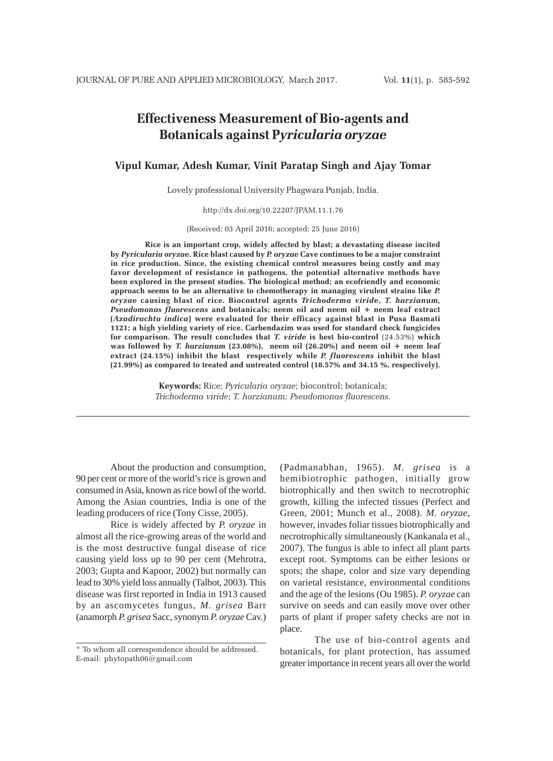# Effectiveness Measurement of Bio-agents and Botanicals against P*yricularia oryzae*

**Vipul Kumar, Adesh Kumar, Vinit Paratap Singh and Ajay Tomar**

Lovely professional University Phagwara Punjab, India.

http://dx.doi.org/10.22207/JPAM.11.1.76

(Received: 03 April 2016; accepted: 25 June 2016)

**Rice is an important crop, widely affected by blast; a devastating disease incited by *Pyricularia oryzae*. Rice blast caused by *P. oryzae* Cave continues to be a major constraint in rice production. Since, the existing chemical control measures being costly and may favor development of resistance in pathogens, the potential alternative methods have been explored in the present studies. The biological method; an ecofriendly and economic approach seems to be an alternative to chemotherapy in managing virulent strains like *P. oryzae* causing blast of rice. Biocontrol agents *Trichoderma viride*, *T. harzianum, Pseudomonas fluorescens* and botanicals; neem oil and neem oil + neem leaf extract (*Azadirachta indica*) were evaluated for their efficacy against blast in Pusa Basmati 1121; a high yielding variety of rice. Carbendazim was used for standard check fungicides for comparison. The result concludes that *T. viride* is best bio-control** (24.53%) **which was followed by *T. harzianum* (23.08%), neem oil (26.20%) and neem oil + neem leaf extract (24.15%) inhibit the blast respectively while *P. fluorescens* inhibit the blast (21.99%) as compared to treated and untreated control (18.57% and 34.15 %, respectively).**

**Keywords:** Rice; *Pyricularia oryzae*; biocontrol; botanicals; *Trichoderma viride*; *T. harzianum; Pseudomonas fluorescens.*

---

About the production and consumption, 90 per cent or more of the world's rice is grown and consumed in Asia, known as rice bowl of the world. Among the Asian countries, India is one of the leading producers of rice (Tony Cisse, 2005).

Rice is widely affected by *P. oryzae* in almost all the rice-growing areas of the world and is the most destructive fungal disease of rice causing yield loss up to 90 per cent (Mehrotra, 2003; Gupta and Kapoor, 2002) but normally can lead to 30% yield loss annually (Talbot, 2003). This disease was first reported in India in 1913 caused by an ascomycetes fungus, *M. grisea* Barr (anamorph *P. grisea* Sacc, synonym *P. oryzae* Cav.) (Padmanabhan, 1965). *M. grisea* is a hemibiotrophic pathogen, initially grow biotrophically and then switch to necrotrophic growth, killing the infected tissues (Perfect and Green, 2001; Munch et al., 2008). *M. oryzae*, however, invades foliar tissues biotrophically and necrotrophically simultaneously (Kankanala et al., 2007). The fungus is able to infect all plant parts except root. Symptoms can be either lesions or spots; the shape, color and size vary depending on varietal resistance, environmental conditions and the age of the lesions (Ou 1985). *P. oryzae* can survive on seeds and can easily move over other parts of plant if proper safety checks are not in place.

The use of bio-control agents and botanicals, for plant protection, has assumed greater importance in recent years all over the world

---

* To whom all correspondence should be addressed.
E-mail: phytopath06@gmail.com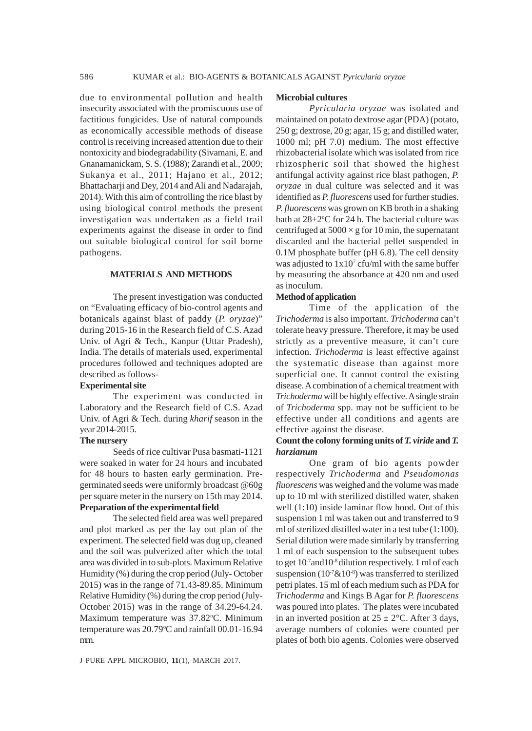due to environmental pollution and health insecurity associated with the promiscuous use of factitious fungicides. Use of natural compounds as economically accessible methods of disease control is receiving increased attention due to their nontoxicity and biodegradability (Sivamani, E. and Gnanamanickam, S. S. (1988); Zarandi et al., 2009; Sukanya et al., 2011; Hajano et al., 2012; Bhattacharji and Dey, 2014 and Ali and Nadarajah, 2014). With this aim of controlling the rice blast by using biological control methods the present investigation was undertaken as a field trail experiments against the disease in order to find out suitable biological control for soil borne pathogens.

## MATERIALS AND METHODS

The present investigation was conducted on "Evaluating efficacy of bio-control agents and botanicals against blast of paddy (*P. oryzae*)" during 2015-16 in the Research field of C.S. Azad Univ. of Agri & Tech., Kanpur (Uttar Pradesh), India. The details of materials used, experimental procedures followed and techniques adopted are described as follows-

**Experimental site**

The experiment was conducted in Laboratory and the Research field of C.S. Azad Univ. of Agri & Tech. during *kharif* season in the year 2014-2015.

**The nursery**

Seeds of rice cultivar Pusa basmati-1121 were soaked in water for 24 hours and incubated for 48 hours to hasten early germination. Pre-germinated seeds were uniformly broadcast @60g per square meter in the nursery on 15th may 2014.

**Preparation of the experimental field**

The selected field area was well prepared and plot marked as per the lay out plan of the experiment. The selected field was dug up, cleaned and the soil was pulverized after which the total area was divided in to sub-plots. Maximum Relative Humidity (%) during the crop period (July- October 2015) was in the range of 71.43-89.85. Minimum Relative Humidity (%) during the crop period (July-October 2015) was in the range of 34.29-64.24. Maximum temperature was 37.82°C. Minimum temperature was 20.79°C and rainfall 00.01-16.94 mm.

**Microbial cultures**

*Pyricularia oryzae* was isolated and maintained on potato dextrose agar (PDA) (potato, 250 g; dextrose, 20 g; agar, 15 g; and distilled water, 1000 ml; pH 7.0) medium. The most effective rhizobacterial isolate which was isolated from rice rhizospheric soil that showed the highest antifungal activity against rice blast pathogen, *P. oryzae* in dual culture was selected and it was identified as *P. fluorescens* used for further studies. *P. fluorescens* was grown on KB broth in a shaking bath at 28±2°C for 24 h. The bacterial culture was centrifuged at 5000 × g for 10 min, the supernatant discarded and the bacterial pellet suspended in 0.1M phosphate buffer (pH 6.8). The cell density was adjusted to $1 \times 10^7$ cfu/ml with the same buffer by measuring the absorbance at 420 nm and used as inoculum.

**Method of application**

Time of the application of the *Trichoderma* is also important. *Trichoderma* can't tolerate heavy pressure. Therefore, it may be used strictly as a preventive measure, it can't cure infection. *Trichoderma* is least effective against the systematic disease than against more superficial one. It cannot control the existing disease. A combination of a chemical treatment with *Trichoderma* will be highly effective. A single strain of *Trichoderma* spp. may not be sufficient to be effective under all conditions and agents are effective against the disease.

**Count the colony forming units of *T. viride* and *T. harzianum***

One gram of bio agents powder respectively *Trichoderma* and *Pseudomonas fluorescens* was weighed and the volume was made up to 10 ml with sterilized distilled water, shaken well (1:10) inside laminar flow hood. Out of this suspension 1 ml was taken out and transferred to 9 ml of sterilized distilled water in a test tube (1:100). Serial dilution were made similarly by transferring 1 ml of each suspension to the subsequent tubes to get $10^{-7}$and$10^{-8}$ dilution respectively. 1 ml of each suspension ($10^{-7}$&$10^{-8}$) was transferred to sterilized petri plates. 15 ml of each medium such as PDA for *Trichoderma* and Kings B Agar for *P. fluorescens* was poured into plates. The plates were incubated in an inverted position at 25 ± 2°C. After 3 days, average numbers of colonies were counted per plates of both bio agents. Colonies were observed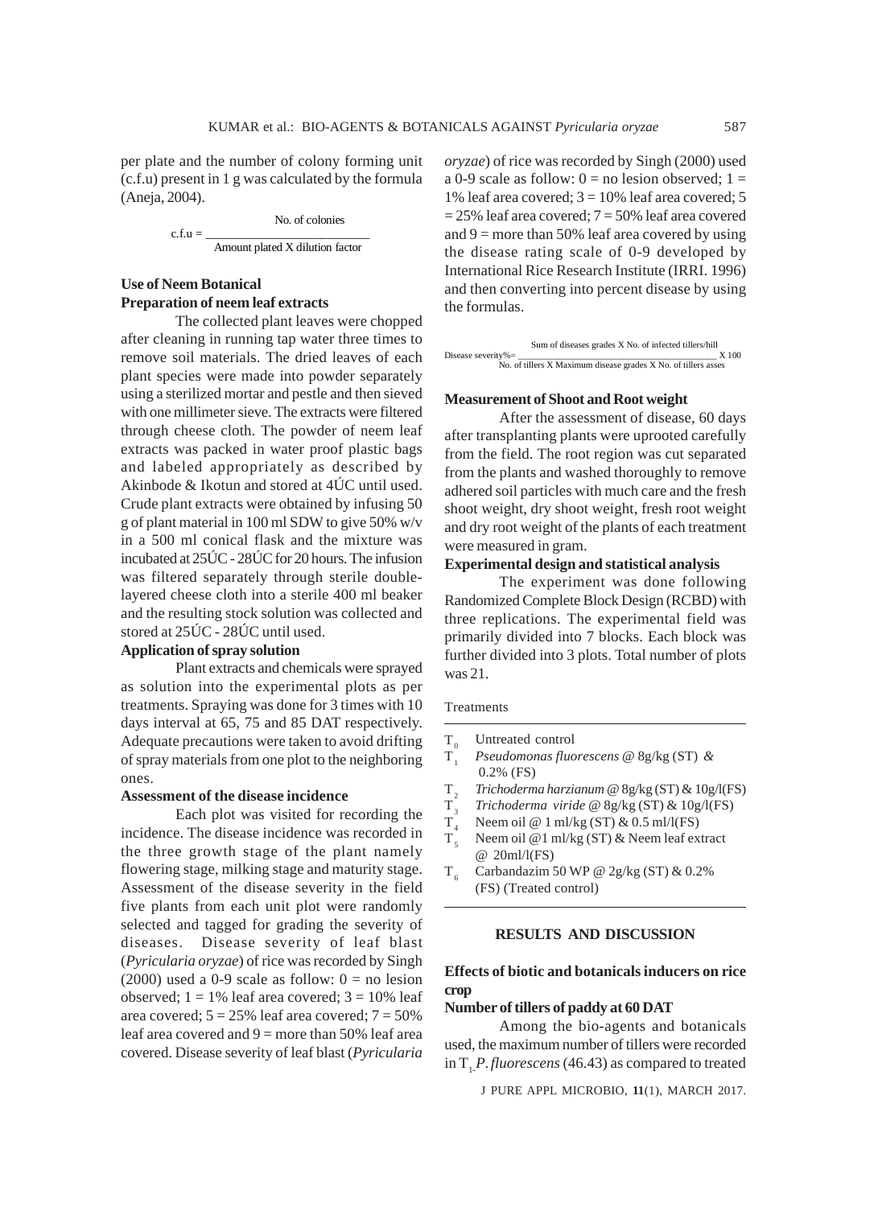per plate and the number of colony forming unit (c.f.u) present in 1 g was calculated by the formula (Aneja, 2004).

$$\text{c.f.u} = \frac{\text{No. of colonies}}{\text{Amount plated X dilution factor}}$$

**Use of Neem Botanical**

**Preparation of neem leaf extracts**

The collected plant leaves were chopped after cleaning in running tap water three times to remove soil materials. The dried leaves of each plant species were made into powder separately using a sterilized mortar and pestle and then sieved with one millimeter sieve. The extracts were filtered through cheese cloth. The powder of neem leaf extracts was packed in water proof plastic bags and labeled appropriately as described by Akinbode & Ikotun and stored at 4ÚC until used. Crude plant extracts were obtained by infusing 50 g of plant material in 100 ml SDW to give 50% w/v in a 500 ml conical flask and the mixture was incubated at 25ÚC - 28ÚC for 20 hours. The infusion was filtered separately through sterile double-layered cheese cloth into a sterile 400 ml beaker and the resulting stock solution was collected and stored at 25ÚC - 28ÚC until used.

**Application of spray solution**

Plant extracts and chemicals were sprayed as solution into the experimental plots as per treatments. Spraying was done for 3 times with 10 days interval at 65, 75 and 85 DAT respectively. Adequate precautions were taken to avoid drifting of spray materials from one plot to the neighboring ones.

**Assessment of the disease incidence**

Each plot was visited for recording the incidence. The disease incidence was recorded in the three growth stage of the plant namely flowering stage, milking stage and maturity stage. Assessment of the disease severity in the field five plants from each unit plot were randomly selected and tagged for grading the severity of diseases. Disease severity of leaf blast (*Pyricularia oryzae*) of rice was recorded by Singh (2000) used a 0-9 scale as follow: 0 = no lesion observed; 1 = 1% leaf area covered; 3 = 10% leaf area covered; 5 = 25% leaf area covered; 7 = 50% leaf area covered and 9 = more than 50% leaf area covered. Disease severity of leaf blast (*Pyricularia oryzae*) of rice was recorded by Singh (2000) used a 0-9 scale as follow: 0 = no lesion observed; 1 = 1% leaf area covered; 3 = 10% leaf area covered; 5 = 25% leaf area covered; 7 = 50% leaf area covered and 9 = more than 50% leaf area covered by using the disease rating scale of 0-9 developed by International Rice Research Institute (IRRI. 1996) and then converting into percent disease by using the formulas.

$$\text{Disease severity\%} = \frac{\text{Sum of diseases grades X No. of infected tillers/hill}}{\text{No. of tillers X Maximum disease grades X No. of tillers asses}} \text{ X 100}$$

**Measurement of Shoot and Root weight**

After the assessment of disease, 60 days after transplanting plants were uprooted carefully from the field. The root region was cut separated from the plants and washed thoroughly to remove adhered soil particles with much care and the fresh shoot weight, dry shoot weight, fresh root weight and dry root weight of the plants of each treatment were measured in gram.

**Experimental design and statistical analysis**

The experiment was done following Randomized Complete Block Design (RCBD) with three replications. The experimental field was primarily divided into 7 blocks. Each block was further divided into 3 plots. Total number of plots was 21.

Treatments

| | |
|---|---|
| $T_0$ | Untreated control |
| $T_1$ | *Pseudomonas fluorescens* @ 8g/kg (ST) & 0.2% (FS) |
| $T_2$ | *Trichoderma harzianum* @ 8g/kg (ST) & 10g/l(FS) |
| $T_3$ | *Trichoderma viride* @ 8g/kg (ST) & 10g/l(FS) |
| $T_4$ | Neem oil @ 1 ml/kg (ST) & 0.5 ml/l(FS) |
| $T_5$ | Neem oil @1 ml/kg (ST) & Neem leaf extract @ 20ml/l(FS) |
| $T_6$ | Carbandazim 50 WP @ 2g/kg (ST) & 0.2% (FS) (Treated control) |

## RESULTS AND DISCUSSION

### Effects of biotic and botanicals inducers on rice crop

**Number of tillers of paddy at 60 DAT**

Among the bio-agents and botanicals used, the maximum number of tillers were recorded in $T_1$-*P. fluorescens* (46.43) as compared to treated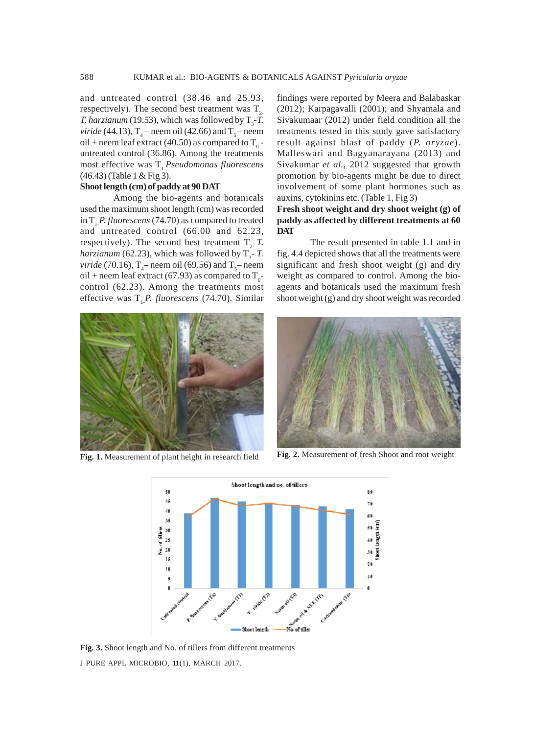and untreated control (38.46 and 25.93, respectively). The second best treatment was $T_{2}$- *T. harzianum* (19.53), which was followed by $T_{3}$-*T. viride* (44.13), $T_{4}$ – neem oil (42.66) and $T_{5}$ – neem oil + neem leaf extract (40.50) as compared to $T_{0}$ - untreated control (36.86). Among the treatments most effective was $T_{1}$-*Pseudomonas fluorescens* (46.43) (Table 1 & Fig 3).

**Shoot length (cm) of paddy at 90 DAT**

Among the bio-agents and botanicals used the maximum shoot length (cm) was recorded in $T_{1}$-*P. fluorescens* (74.70) as compared to treated and untreated control (66.00 and 62.23, respectively). The second best treatment $T_{2}$- *T. harzianum* (62.23), which was followed by $T_{3}$- *T. viride* (70.16), $T_{4}$– neem oil (69.56) and $T_{5}$– neem oil + neem leaf extract (67.93) as compared to $T_{0}$- control (62.23). Among the treatments most effective was $T_{1}$-*P. fluorescens* (74.70). Similar findings were reported by Meera and Balabaskar (2012); Karpagavalli (2001); and Shyamala and Sivakumaar (2012) under field condition all the treatments tested in this study gave satisfactory result against blast of paddy (*P. oryzae*). Malleswari and Bagyanarayana (2013) and Sivakumar *et al.*, 2012 suggested that growth promotion by bio-agents might be due to direct involvement of some plant hormones such as auxins, cytokinins etc. (Table 1, Fig 3)

**Fresh shoot weight and dry shoot weight (g) of paddy as affected by different treatments at 60 DAT**

The result presented in table 1.1 and in fig. 4.4 depicted shows that all the treatments were significant and fresh shoot weight (g) and dry weight as compared to control. Among the bio-agents and botanicals used the maximum fresh shoot weight (g) and dry shoot weight was recorded

**Fig. 1.** Measurement of plant height in research field

**Fig. 2.** Measurement of fresh Shoot and root weight

**Fig. 3.** Shoot length and No. of tillers from different treatments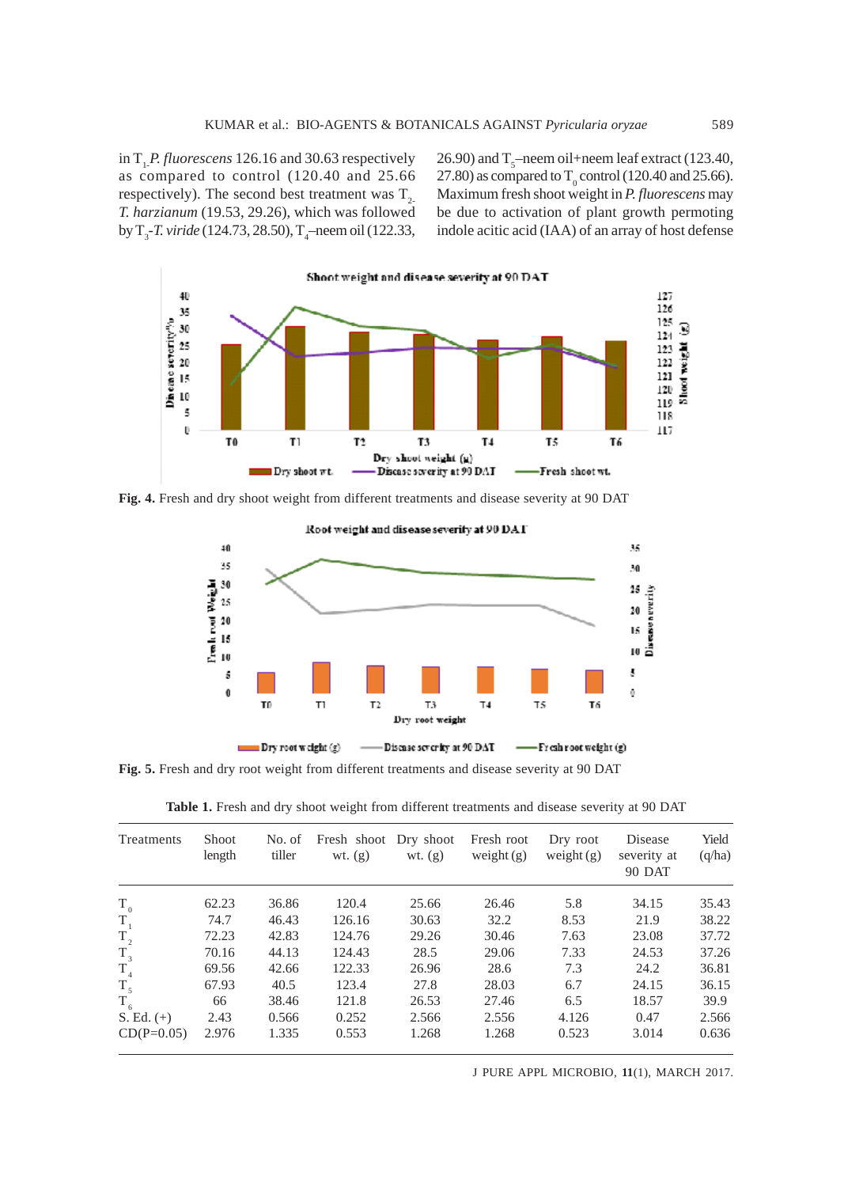in $T_1$ *P. fluorescens* 126.16 and 30.63 respectively as compared to control (120.40 and 25.66 respectively). The second best treatment was $T_2$-*T. harzianum* (19.53, 29.26), which was followed by $T_3$-*T. viride* (124.73, 28.50), $T_4$–neem oil (122.33, 26.90) and $T_5$–neem oil+neem leaf extract (123.40, 27.80) as compared to $T_0$ control (120.40 and 25.66). Maximum fresh shoot weight in *P. fluorescens* may be due to activation of plant growth permoting indole acitic acid (IAA) of an array of host defense

**Fig. 4.** Fresh and dry shoot weight from different treatments and disease severity at 90 DAT

**Fig. 5.** Fresh and dry root weight from different treatments and disease severity at 90 DAT

**Table 1.** Fresh and dry shoot weight from different treatments and disease severity at 90 DAT

| Treatments | Shoot length | No. of tiller | Fresh shoot wt. (g) | Dry shoot wt. (g) | Fresh root weight (g) | Dry root weight (g) | Disease severity at 90 DAT | Yield (q/ha) |
|---|---|---|---|---|---|---|---|---|
| $T_0$ | 62.23 | 36.86 | 120.4 | 25.66 | 26.46 | 5.8 | 34.15 | 35.43 |
| $T_1$ | 74.7 | 46.43 | 126.16 | 30.63 | 32.2 | 8.53 | 21.9 | 38.22 |
| $T_2$ | 72.23 | 42.83 | 124.76 | 29.26 | 30.46 | 7.63 | 23.08 | 37.72 |
| $T_3$ | 70.16 | 44.13 | 124.43 | 28.5 | 29.06 | 7.33 | 24.53 | 37.26 |
| $T_4$ | 69.56 | 42.66 | 122.33 | 26.96 | 28.6 | 7.3 | 24.2 | 36.81 |
| $T_5$ | 67.93 | 40.5 | 123.4 | 27.8 | 28.03 | 6.7 | 24.15 | 36.15 |
| $T_6$ | 66 | 38.46 | 121.8 | 26.53 | 27.46 | 6.5 | 18.57 | 39.9 |
| S. Ed. (+) | 2.43 | 0.566 | 0.252 | 2.566 | 2.556 | 4.126 | 0.47 | 2.566 |
| CD(P=0.05) | 2.976 | 1.335 | 0.553 | 1.268 | 1.268 | 0.523 | 3.014 | 0.636 |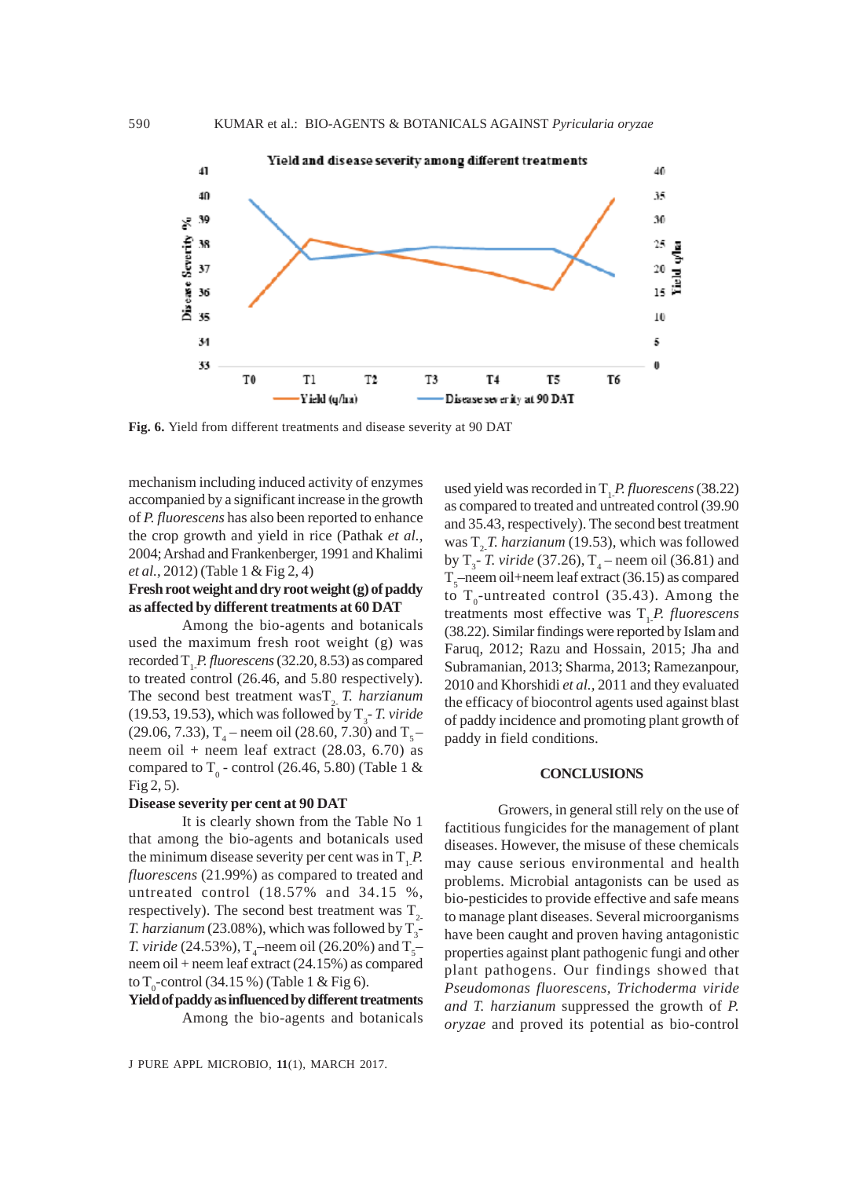Fig. 6. Yield from different treatments and disease severity at 90 DAT

mechanism including induced activity of enzymes accompanied by a significant increase in the growth of *P. fluorescens* has also been reported to enhance the crop growth and yield in rice (Pathak *et al.*, 2004; Arshad and Frankenberger, 1991 and Khalimi *et al.*, 2012) (Table 1 & Fig 2, 4)

**Fresh root weight and dry root weight (g) of paddy as affected by different treatments at 60 DAT**

Among the bio-agents and botanicals used the maximum fresh root weight (g) was recorded $T_1$ *P. fluorescens* (32.20, 8.53) as compared to treated control (26.46, and 5.80 respectively). The second best treatment was $T_2$ *T. harzianum* (19.53, 19.53), which was followed by $T_3$- *T. viride* (29.06, 7.33), $T_4$ – neem oil (28.60, 7.30) and $T_5$ – neem oil + neem leaf extract (28.03, 6.70) as compared to $T_0$ - control (26.46, 5.80) (Table 1 & Fig 2, 5).

**Disease severity per cent at 90 DAT**

It is clearly shown from the Table No 1 that among the bio-agents and botanicals used the minimum disease severity per cent was in $T_1$ *P. fluorescens* (21.99%) as compared to treated and untreated control (18.57% and 34.15 %, respectively). The second best treatment was $T_2$ *T. harzianum* (23.08%), which was followed by $T_3$- *T. viride* (24.53%), $T_4$–neem oil (26.20%) and $T_5$–neem oil + neem leaf extract (24.15%) as compared to $T_0$-control (34.15 %) (Table 1 & Fig 6).

**Yield of paddy as influenced by different treatments**

Among the bio-agents and botanicals used yield was recorded in $T_1$ *P. fluorescens* (38.22) as compared to treated and untreated control (39.90 and 35.43, respectively). The second best treatment was $T_2$ *T. harzianum* (19.53), which was followed by $T_3$- *T. viride* (37.26), $T_4$ – neem oil (36.81) and $T_5$–neem oil+neem leaf extract (36.15) as compared to $T_0$-untreated control (35.43). Among the treatments most effective was $T_1$ *P. fluorescens* (38.22). Similar findings were reported by Islam and Faruq, 2012; Razu and Hossain, 2015; Jha and Subramanian, 2013; Sharma, 2013; Ramezanpour, 2010 and Khorshidi *et al.*, 2011 and they evaluated the efficacy of biocontrol agents used against blast of paddy incidence and promoting plant growth of paddy in field conditions.

## CONCLUSIONS

Growers, in general still rely on the use of factitious fungicides for the management of plant diseases. However, the misuse of these chemicals may cause serious environmental and health problems. Microbial antagonists can be used as bio-pesticides to provide effective and safe means to manage plant diseases. Several microorganisms have been caught and proven having antagonistic properties against plant pathogenic fungi and other plant pathogens. Our findings showed that *Pseudomonas fluorescens, Trichoderma viride and T. harzianum* suppressed the growth of *P. oryzae* and proved its potential as bio-control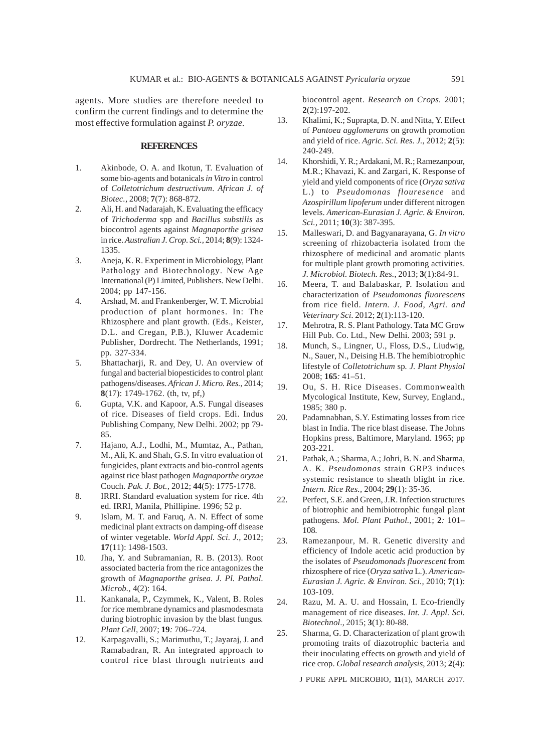agents. More studies are therefore needed to confirm the current findings and to determine the most effective formulation against *P. oryzae.*

## REFERENCES

1. Akinbode, O. A. and Ikotun, T. Evaluation of some bio-agents and botanicals *in Vitro* in control of *Colletotrichum destructivum*. *African J. of Biotec.*, 2008; **7**(7): 868-872.
2. Ali, H. and Nadarajah, K. Evaluating the efficacy of *Trichoderma* spp and *Bacillus substilis* as biocontrol agents against *Magnaporthe grisea* in rice. *Australian J. Crop. Sci.*, 2014; **8**(9): 1324-1335.
3. Aneja, K. R. Experiment in Microbiology, Plant Pathology and Biotechnology. New Age International (P) Limited, Publishers. New Delhi. 2004; pp 147-156.
4. Arshad, M. and Frankenberger, W. T. Microbial production of plant hormones. In: The Rhizosphere and plant growth. (Eds., Keister, D.L. and Cregan, P.B.), Kluwer Academic Publisher, Dordrecht. The Netherlands, 1991; pp. 327-334.
5. Bhattacharji, R. and Dey, U. An overview of fungal and bacterial biopesticides to control plant pathogens/diseases. *African J. Micro. Res.*, 2014; **8**(17): 1749-1762. (th, tv, pf,)
6. Gupta, V.K. and Kapoor, A.S. Fungal diseases of rice. Diseases of field crops. Edi. Indus Publishing Company, New Delhi. 2002; pp 79-85.
7. Hajano, A.J., Lodhi, M., Mumtaz, A., Pathan, M., Ali, K. and Shah, G.S. In vitro evaluation of fungicides, plant extracts and bio-control agents against rice blast pathogen *Magnaporthe oryzae* Couch. *Pak. J. Bot.*, 2012; **44**(5): 1775-1778.
8. IRRI. Standard evaluation system for rice. 4th ed. IRRI, Manila, Phillipine. 1996; 52 p.
9. Islam, M. T. and Faruq, A. N. Effect of some medicinal plant extracts on damping-off disease of winter vegetable. *World Appl. Sci. J.*, 2012; **17**(11): 1498-1503.
10. Jha, Y. and Subramanian, R. B. (2013). Root associated bacteria from the rice antagonizes the growth of *Magnaporthe grisea*. *J. Pl. Pathol. Microb.*, 4(2): 164.
11. Kankanala, P., Czymmek, K., Valent, B. Roles for rice membrane dynamics and plasmodesmata during biotrophic invasion by the blast fungus. *Plant Cell*, 2007; **19***:* 706–724.
12. Karpagavalli, S.; Marimuthu, T.; Jayaraj, J. and Ramabadran, R. An integrated approach to control rice blast through nutrients and biocontrol agent. *Research on Crops*. 2001; **2**(2):197-202.
13. Khalimi, K.; Suprapta, D. N. and Nitta, Y. Effect of *Pantoea agglomerans* on growth promotion and yield of rice. *Agric. Sci. Res. J.*, 2012; **2**(5): 240-249.
14. Khorshidi, Y. R.; Ardakani, M. R.; Ramezanpour, M.R.; Khavazi, K. and Zargari, K. Response of yield and yield components of rice (*Oryza sativa* L.) to *Pseudomonas flouresence* and *Azospirillum lipoferum* under different nitrogen levels. *American-Eurasian J. Agric. & Environ. Sci.*, 2011; **10**(3): 387-395.
15. Malleswari, D. and Bagyanarayana, G. *In vitro* screening of rhizobacteria isolated from the rhizosphere of medicinal and aromatic plants for multiple plant growth promoting activities. *J. Microbiol. Biotech. Res.*, 2013; **3**(1):84-91.
16. Meera, T. and Balabaskar, P. Isolation and characterization of *Pseudomonas fluorescens* from rice field. *Intern. J. Food, Agri. and Veterinary Sci.* 2012; **2**(1):113-120.
17. Mehrotra, R. S. Plant Pathology. Tata MC Grow Hill Pub. Co. Ltd., New Delhi. 2003; 591 p.
18. Munch, S., Lingner, U., Floss, D.S., Liudwig, N., Sauer, N., Deising H.B. The hemibiotrophic lifestyle of *Colletotrichum* sp*. J. Plant Physiol* 2008; **165***:* 41–51*.*
19. Ou, S. H. Rice Diseases. Commonwealth Mycological Institute, Kew, Survey, England., 1985; 380 p.
20. Padamnabhan, S.Y. Estimating losses from rice blast in India. The rice blast disease. The Johns Hopkins press, Baltimore, Maryland. 1965; pp 203-221.
21. Pathak, A.; Sharma, A.; Johri, B. N. and Sharma, A. K. *Pseudomonas* strain GRP3 induces systemic resistance to sheath blight in rice. *Intern. Rice Res.*, 2004; **29**(1): 35-36.
22. Perfect, S.E. and Green, J.R. Infection structures of biotrophic and hemibiotrophic fungal plant pathogens*. Mol. Plant Pathol.*, 2001; **2***:* 101–108*.*
23. Ramezanpour, M. R. Genetic diversity and efficiency of Indole acetic acid production by the isolates of *Pseudomonads fluorescent* from rhizosphere of rice (*Oryza sativa* L.). *American-Eurasian J. Agric. & Environ. Sci.*, 2010; **7**(1): 103-109.
24. Razu, M. A. U. and Hossain, I. Eco-friendly management of rice diseases. *Int. J. Appl. Sci. Biotechnol.*, 2015; **3**(1): 80-88.
25. Sharma, G. D. Characterization of plant growth promoting traits of diazotrophic bacteria and their inoculating effects on growth and yield of rice crop. *Global research analysis*, 2013; **2**(4):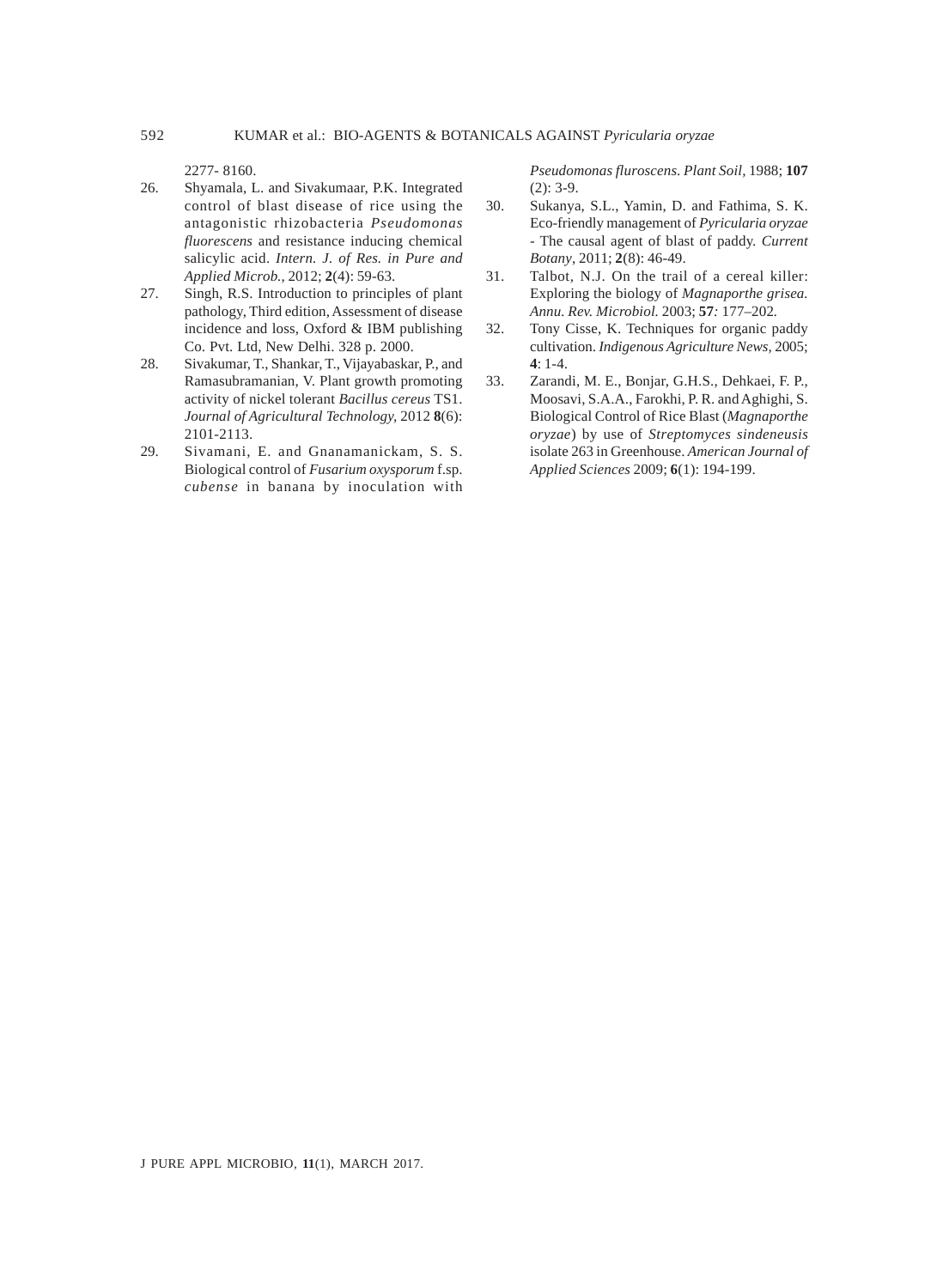2277- 8160.

26. Shyamala, L. and Sivakumaar, P.K. Integrated control of blast disease of rice using the antagonistic rhizobacteria *Pseudomonas fluorescens* and resistance inducing chemical salicylic acid. *Intern. J. of Res. in Pure and Applied Microb.*, 2012; **2**(4): 59-63.
27. Singh, R.S. Introduction to principles of plant pathology, Third edition, Assessment of disease incidence and loss, Oxford & IBM publishing Co. Pvt. Ltd, New Delhi. 328 p. 2000.
28. Sivakumar, T., Shankar, T., Vijayabaskar, P., and Ramasubramanian, V. Plant growth promoting activity of nickel tolerant *Bacillus cereus* TS1. *Journal of Agricultural Technology*, 2012 **8**(6): 2101-2113.
29. Sivamani, E. and Gnanamanickam, S. S. Biological control of *Fusarium oxysporum* f.sp. *cubense* in banana by inoculation with *Pseudomonas fluroscens*. *Plant Soil*, 1988; **107** (2): 3-9.
30. Sukanya, S.L., Yamin, D. and Fathima, S. K. Eco-friendly management of *Pyricularia oryzae* - The causal agent of blast of paddy. *Current Botany*, 2011; **2**(8): 46-49.
31. Talbot, N.J. On the trail of a cereal killer: Exploring the biology of *Magnaporthe grisea. Annu. Rev. Microbiol.* 2003; **57**: 177–202.
32. Tony Cisse, K. Techniques for organic paddy cultivation. *Indigenous Agriculture News*, 2005; **4**: 1-4.
33. Zarandi, M. E., Bonjar, G.H.S., Dehkaei, F. P., Moosavi, S.A.A., Farokhi, P. R. and Aghighi, S. Biological Control of Rice Blast (*Magnaporthe oryzae*) by use of *Streptomyces sindeneusis* isolate 263 in Greenhouse. *American Journal of Applied Sciences* 2009; **6**(1): 194-199.